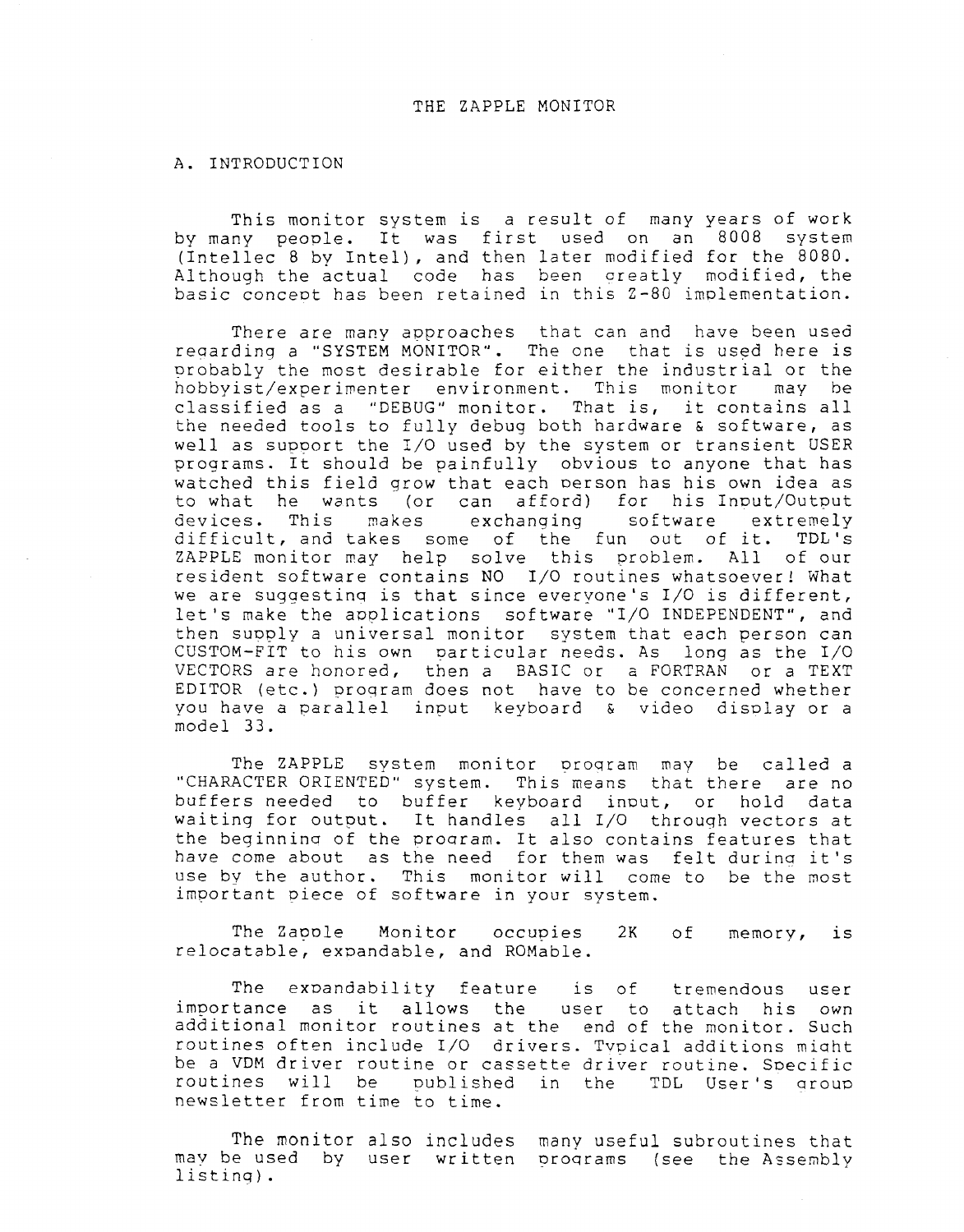# THE ZAPPLE MONITOR

## A. INTRODUCTION

This monitor system is a result of many years of work by many people. It was first used on an 8008 system (Intellec 8 by Intel), and then later modified for the 8080. Although the actual code has been greatly modified, the basic concept has been retained in this Z-80 implementation.

There are many approaches that can and have been used regarding a "SYSTEM MONITOR". The one that is used here is probably the most desirable for either the industrial or the hobbyist/experimenter environment. This monitor may be classified as a "DEBUG" monitor. That is, it contains all the needed tools to fully debug both hardware & software, as well as support the I/O used by the system or transient USER programs. It should be painfully obvious to anyone that has watched this field grow that each person has his own idea as to what he wants (or can afford) for his Input/Output devices. This makes exchanging software extremely difficult, and takes some of the fun out of it. TDL's ZAPPLE monitor may help solve this problem. All of our resident software contains NO I/O routines whatsoever! What we are suggesting is that since everyone's I/O is different, let's make the applications software "I/O INDEPENDENT", and then supply a universal monitor system that each person can CUSTOM-FIT to his own particular needs. As long as the I/O VECTORS are honored, then a BASIC or a FORTRAN or a TEXT EDITOR (etc.) program does not have to be concerned whether you have a parallel input keyboard & video display or a model 33.

The ZAPPLE system monitor program may be called a "CHARACTER ORIENTED" system. This means that there are no buffers needed to buffer keyboard input, or hold data waiting for output. It handles all I/O through vectors at the beginning of the program. It also contains features that have come about as the need for them was felt during it's use by the author. This monitor will come to be the most important piece of software in your system.

The Zapple Monitor occupies 2K of memory, is relocatable, expandable, and ROMable.

The expandability feature is of tremendous user importance as it allows the user to attach his own additional monitor routines at the end of the monitor. Such routines often include I/O drivers. Typical additions might be a VDM driver routine or cassette driver routine. Specific routines will be published in the TDL User's group newsletter from time to time.

The monitor also includes many useful subroutines that may be used by user written programs (see the Assembly listing).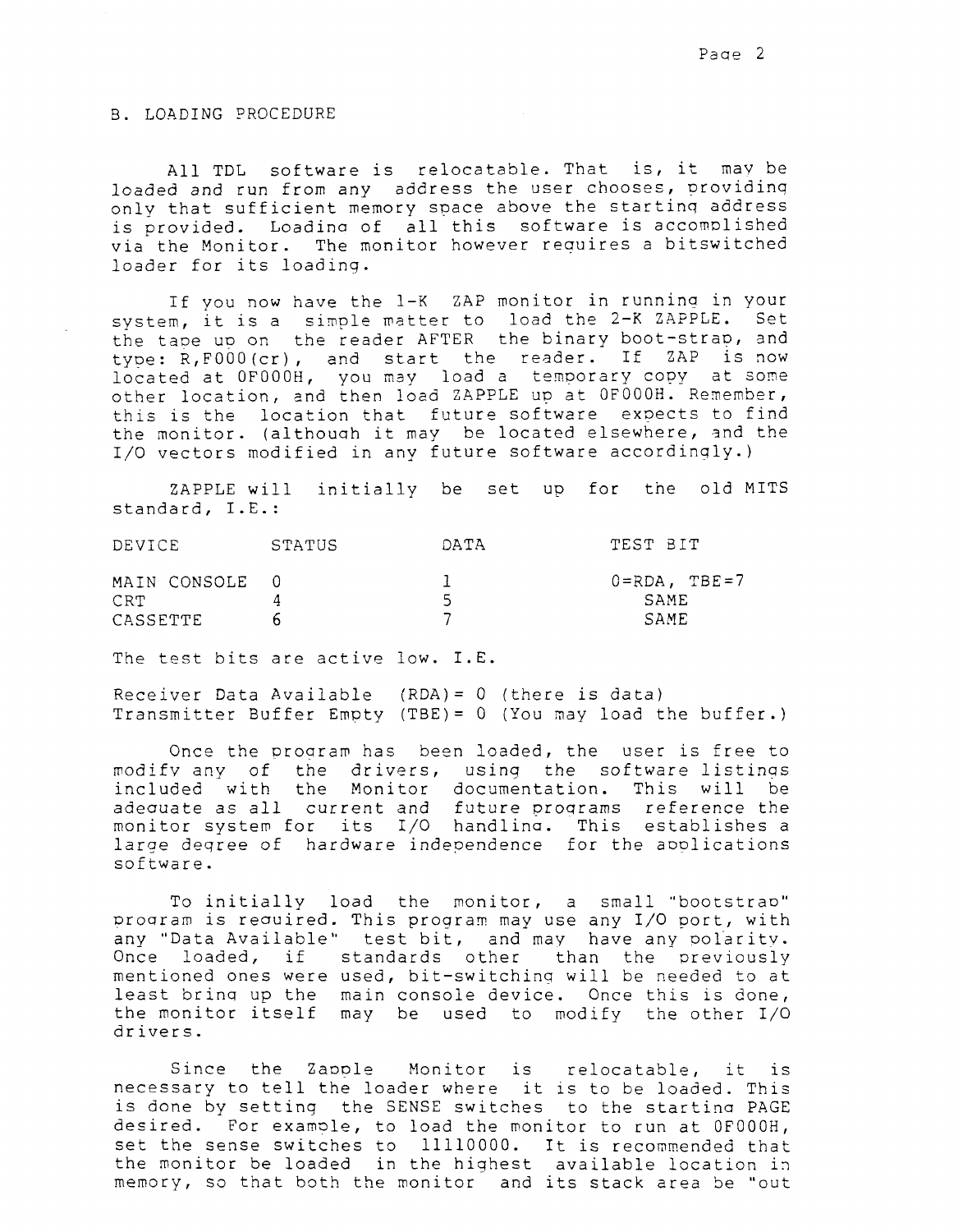## B. LOADING PROCEDURE

All TDL software is relocatable. That is, it may be loaded and run from any address the user chooses, providing only that sufficient memory space above the starting address is provided. Loading of all this software is accomplished via the Monitor. The monitor however requires a bitswitched loader for its loading.

If you now have the 1-K ZAP monitor in running in your system, it is a simple matter to load the 2-K ZAPPLE. Set the tape up on the reader AFTER the binary boot-strap, and type: R,F000(cr), and start the reader. If ZAP is now located at 0F000H, you may load a temporary copy at some other location, and then load ZAPPLE up at 0F000H. Remember, this is the location that future software expects to find the monitor. (although it may be located elsewhere, and the I/O vectors modified in any future software accordingly.)

ZAPPLE will initially be set up for the old MITS standard, I.E.:

| DEVICE | STATUS | DATA | TEST BIT |
|---|---|---|---|
| MAIN CONSOLE | 0 | 1 | 0=RDA, TBE=7 |
| CRT | 4 | 5 | SAME |
| CASSETTE | 6 | 7 | SAME |

The test bits are active low. I.E.

Receiver Data Available (RDA)= 0 (there is data)
Transmitter Buffer Empty (TBE)= 0 (You may load the buffer.)

Once the program has been loaded, the user is free to modify any of the drivers, using the software listings included with the Monitor documentation. This will be adequate as all current and future programs reference the monitor system for its I/O handling. This establishes a large degree of hardware independence for the applications software.

To initially load the monitor, a small "bootstrap" program is required. This program may use any I/O port, with any "Data Available" test bit, and may have any polarity. Once loaded, if standards other than the previously mentioned ones were used, bit-switching will be needed to at least bring up the main console device. Once this is done, the monitor itself may be used to modify the other I/O drivers.

Since the Zapple Monitor is relocatable, it is necessary to tell the loader where it is to be loaded. This is done by setting the SENSE switches to the starting PAGE desired. For example, to load the monitor to run at 0F000H, set the sense switches to 11110000. It is recommended that the monitor be loaded in the highest available location in memory, so that both the monitor and its stack area be "out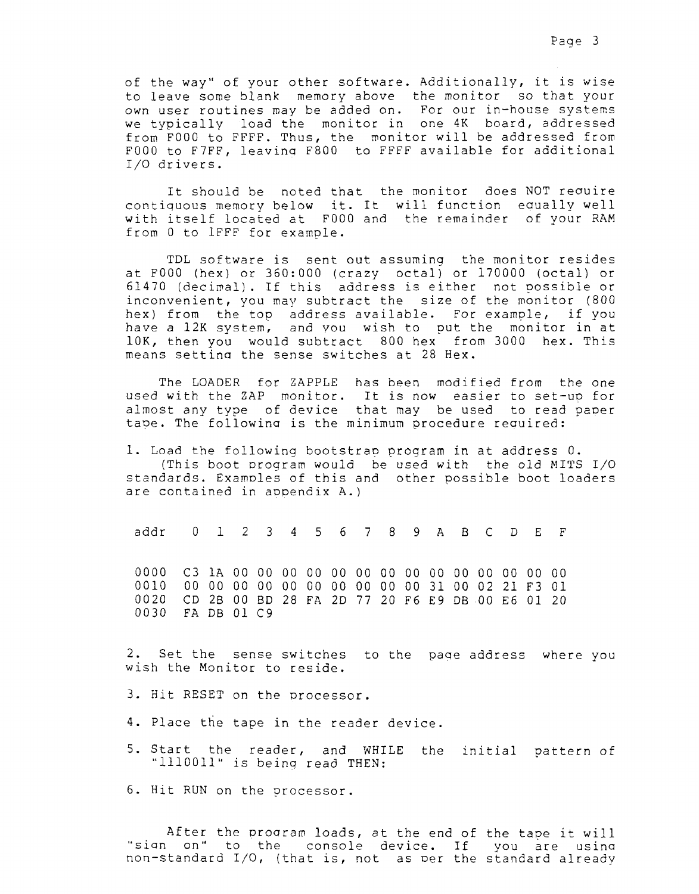of the way" of your other software. Additionally, it is wise to leave some blank memory above the monitor so that your own user routines may be added on. For our in-house systems we typically load the monitor in one 4K board, addressed from F000 to FFFF. Thus, the monitor will be addressed from F000 to F7FF, leaving F800 to FFFF available for additional I/O drivers.

It should be noted that the monitor does NOT require contiguous memory below it. It will function equally well with itself located at F000 and the remainder of your RAM from 0 to 1FFF for example.

TDL software is sent out assuming the monitor resides at F000 (hex) or 360:000 (crazy octal) or 170000 (octal) or 61470 (decimal). If this address is either not possible or inconvenient, you may subtract the size of the monitor (800 hex) from the top address available. For example, if you have a 12K system, and you wish to put the monitor in at 10K, then you would subtract 800 hex from 3000 hex. This means setting the sense switches at 28 Hex.

The LOADER for ZAPPLE has been modified from the one used with the ZAP monitor. It is now easier to set-up for almost any type of device that may be used to read paper tape. The following is the minimum procedure required:

1. Load the following bootstrap program in at address 0.
   (This boot program would be used with the old MITS I/O standards. Examples of this and other possible boot loaders are contained in appendix A.)

```
addr   0  1  2  3  4  5  6  7  8  9  A  B  C  D  E  F

0000  C3 1A 00 00 00 00 00 00 00 00 00 00 00 00 00 00
0010  00 00 00 00 00 00 00 00 00 00 31 00 02 21 F3 01
0020  CD 2B 00 BD 28 FA 2D 77 20 F6 E9 DB 00 E6 01 20
0030  FA DB 01 C9
```

2. Set the sense switches to the page address where you wish the Monitor to reside.

3. Hit RESET on the processor.

4. Place the tape in the reader device.

5. Start the reader, and WHILE the initial pattern of "1110011" is being read THEN:

6. Hit RUN on the processor.

After the program loads, at the end of the tape it will "sign on" to the console device. If you are using non-standard I/O, (that is, not as per the standard already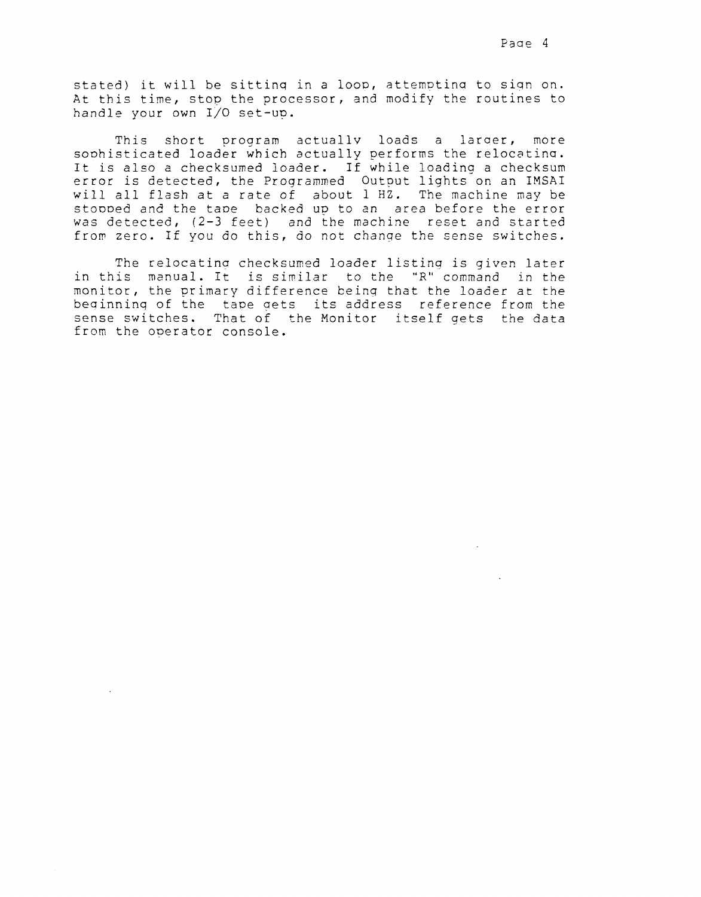stated) it will be sitting in a loop, attempting to sign on. At this time, stop the processor, and modify the routines to handle your own I/O set-up.

This short program actually loads a larger, more sophisticated loader which actually performs the relocating. It is also a checksumed loader. If while loading a checksum error is detected, the Programmed Output lights on an IMSAI will all flash at a rate of about 1 HZ. The machine may be stopped and the tape backed up to an area before the error was detected, (2-3 feet) and the machine reset and started from zero. If you do this, do not change the sense switches.

The relocating checksumed loader listing is given later in this manual. It is similar to the "R" command in the monitor, the primary difference being that the loader at the beginning of the tape gets its address reference from the sense switches. That of the Monitor itself gets the data from the operator console.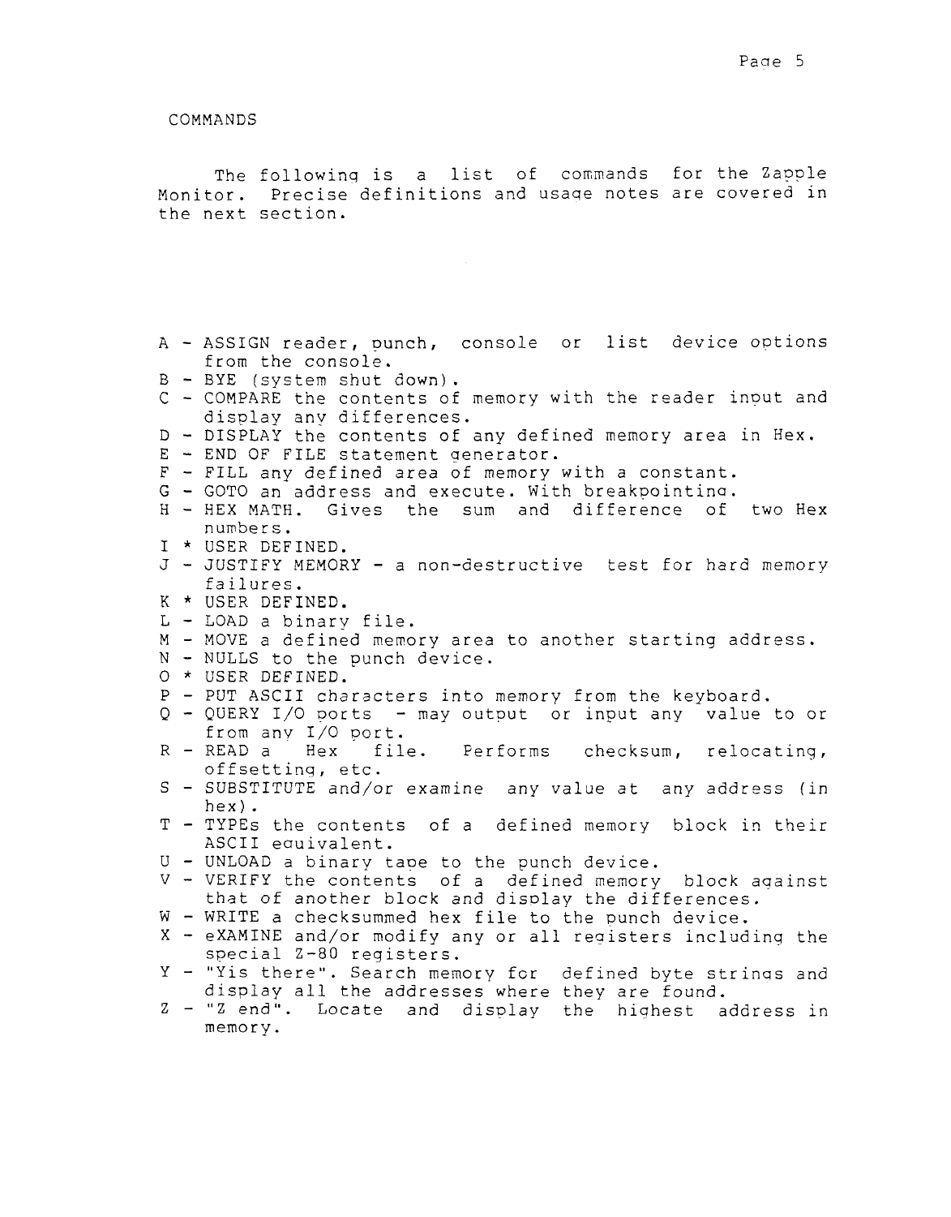# COMMANDS

The following is a list of commands for the Zapple Monitor. Precise definitions and usage notes are covered in the next section.

A - ASSIGN reader, punch, console or list device options from the console.
B - BYE (system shut down).
C - COMPARE the contents of memory with the reader input and display any differences.
D - DISPLAY the contents of any defined memory area in Hex.
E - END OF FILE statement generator.
F - FILL any defined area of memory with a constant.
G - GOTO an address and execute. With breakpointing.
H - HEX MATH. Gives the sum and difference of two Hex numbers.
I * USER DEFINED.
J - JUSTIFY MEMORY - a non-destructive test for hard memory failures.
K * USER DEFINED.
L - LOAD a binary file.
M - MOVE a defined memory area to another starting address.
N - NULLS to the punch device.
O * USER DEFINED.
P - PUT ASCII characters into memory from the keyboard.
Q - QUERY I/O ports - may output or input any value to or from any I/O port.
R - READ a Hex file. Performs checksum, relocating, offsetting, etc.
S - SUBSTITUTE and/or examine any value at any address (in hex).
T - TYPEs the contents of a defined memory block in their ASCII equivalent.
U - UNLOAD a binary tape to the punch device.
V - VERIFY the contents of a defined memory block against that of another block and display the differences.
W - WRITE a checksummed hex file to the punch device.
X - eXAMINE and/or modify any or all registers including the special Z-80 registers.
Y - "Yis there". Search memory for defined byte strings and display all the addresses where they are found.
Z - "Z end". Locate and display the highest address in memory.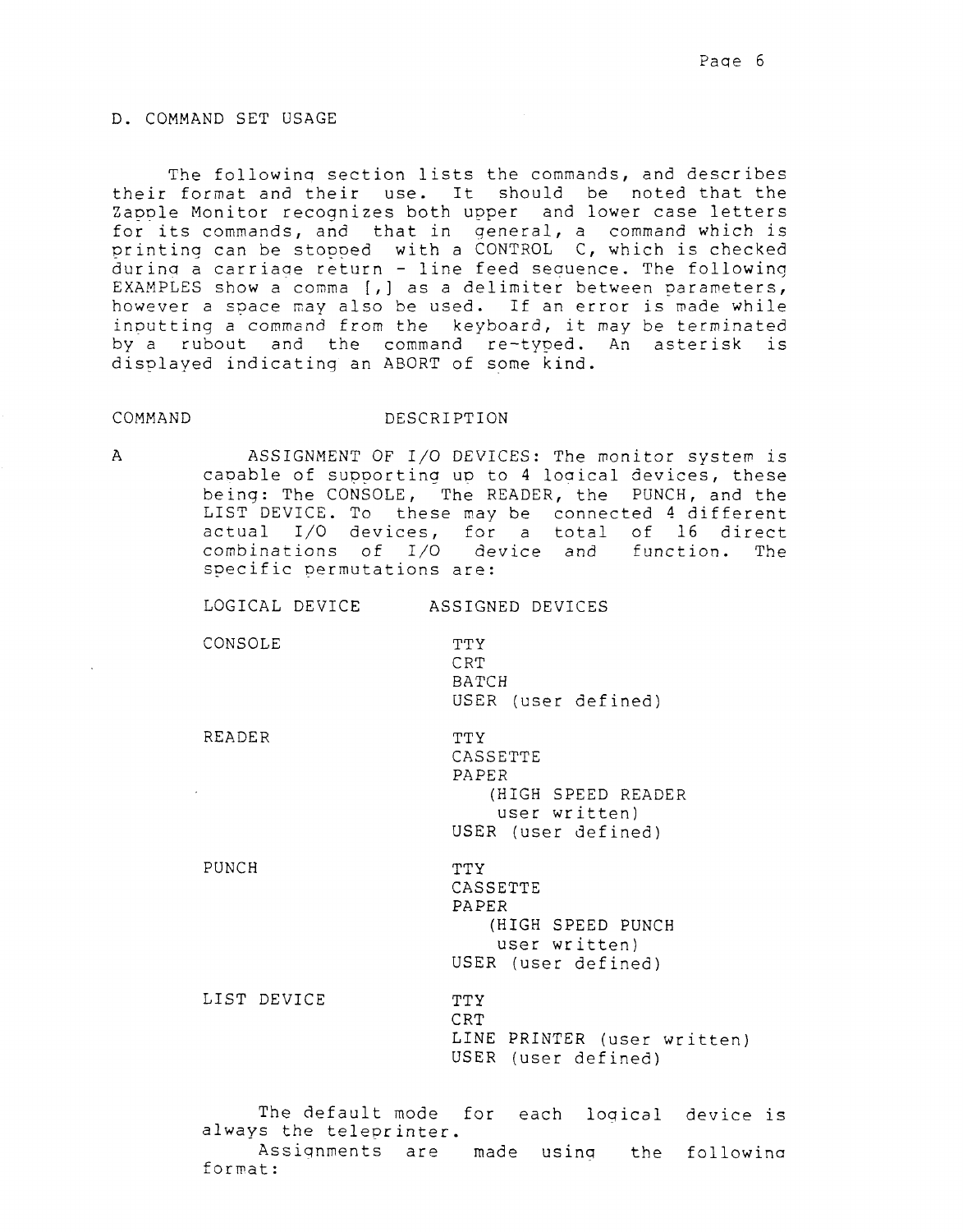## D. COMMAND SET USAGE

The following section lists the commands, and describes their format and their use. It should be noted that the Zapple Monitor recognizes both upper and lower case letters for its commands, and that in general, a command which is printing can be stopped with a CONTROL C, which is checked during a carriage return - line feed sequence. The following EXAMPLES show a comma [,] as a delimiter between parameters, however a space may also be used. If an error is made while inputting a command from the keyboard, it may be terminated by a rubout and the command re-typed. An asterisk is displayed indicating an ABORT of some kind.

COMMAND DESCRIPTION

A ASSIGNMENT OF I/O DEVICES: The monitor system is capable of supporting up to 4 logical devices, these being: The CONSOLE, The READER, the PUNCH, and the LIST DEVICE. To these may be connected 4 different actual I/O devices, for a total of 16 direct combinations of I/O device and function. The specific permutations are:

| LOGICAL DEVICE | ASSIGNED DEVICES |
|---|---|
| CONSOLE | TTY<br>CRT<br>BATCH<br>USER (user defined) |
| READER | TTY<br>CASSETTE<br>PAPER<br>(HIGH SPEED READER user written)<br>USER (user defined) |
| PUNCH | TTY<br>CASSETTE<br>PAPER<br>(HIGH SPEED PUNCH user written)<br>USER (user defined) |
| LIST DEVICE | TTY<br>CRT<br>LINE PRINTER (user written)<br>USER (user defined) |

The default mode for each logical device is always the teleprinter.

Assignments are made using the following format: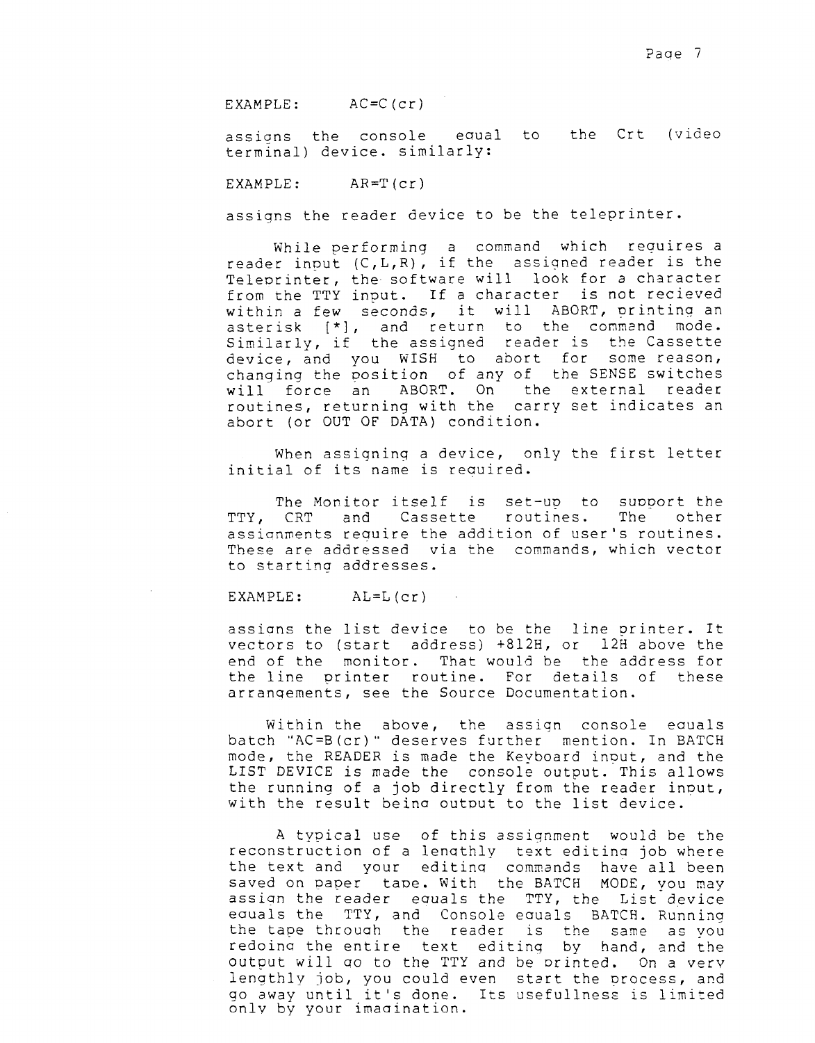EXAMPLE: AC=C(cr)

assigns the console equal to the Crt (video terminal) device. similarly:

EXAMPLE: AR=T(cr)

assigns the reader device to be the teleprinter.

While performing a command which requires a reader input (C,L,R), if the assigned reader is the Teleprinter, the software will look for a character from the TTY input. If a character is not recieved within a few seconds, it will ABORT, printing an asterisk [*], and return to the command mode. Similarly, if the assigned reader is the Cassette device, and you WISH to abort for some reason, changing the position of any of the SENSE switches will force an ABORT. On the external reader routines, returning with the carry set indicates an abort (or OUT OF DATA) condition.

When assigning a device, only the first letter initial of its name is required.

The Monitor itself is set-up to support the TTY, CRT and Cassette routines. The other assignments require the addition of user's routines. These are addressed via the commands, which vector to starting addresses.

EXAMPLE: AL=L(cr)

assigns the list device to be the line printer. It vectors to (start address) +812H, or 12H above the end of the monitor. That would be the address for the line printer routine. For details of these arrangements, see the Source Documentation.

Within the above, the assign console equals batch "AC=B(cr)" deserves further mention. In BATCH mode, the READER is made the Keyboard input, and the LIST DEVICE is made the console output. This allows the running of a job directly from the reader input, with the result being output to the list device.

A typical use of this assignment would be the reconstruction of a lengthly text editing job where the text and your editing commands have all been saved on paper tape. With the BATCH MODE, you may assign the reader equals the TTY, the List device equals the TTY, and Console equals BATCH. Running the tape through the reader is the same as you redoing the entire text editing by hand, and the output will go to the TTY and be printed. On a very lengthly job, you could even start the process, and go away until it's done. Its usefullness is limited only by your imagination.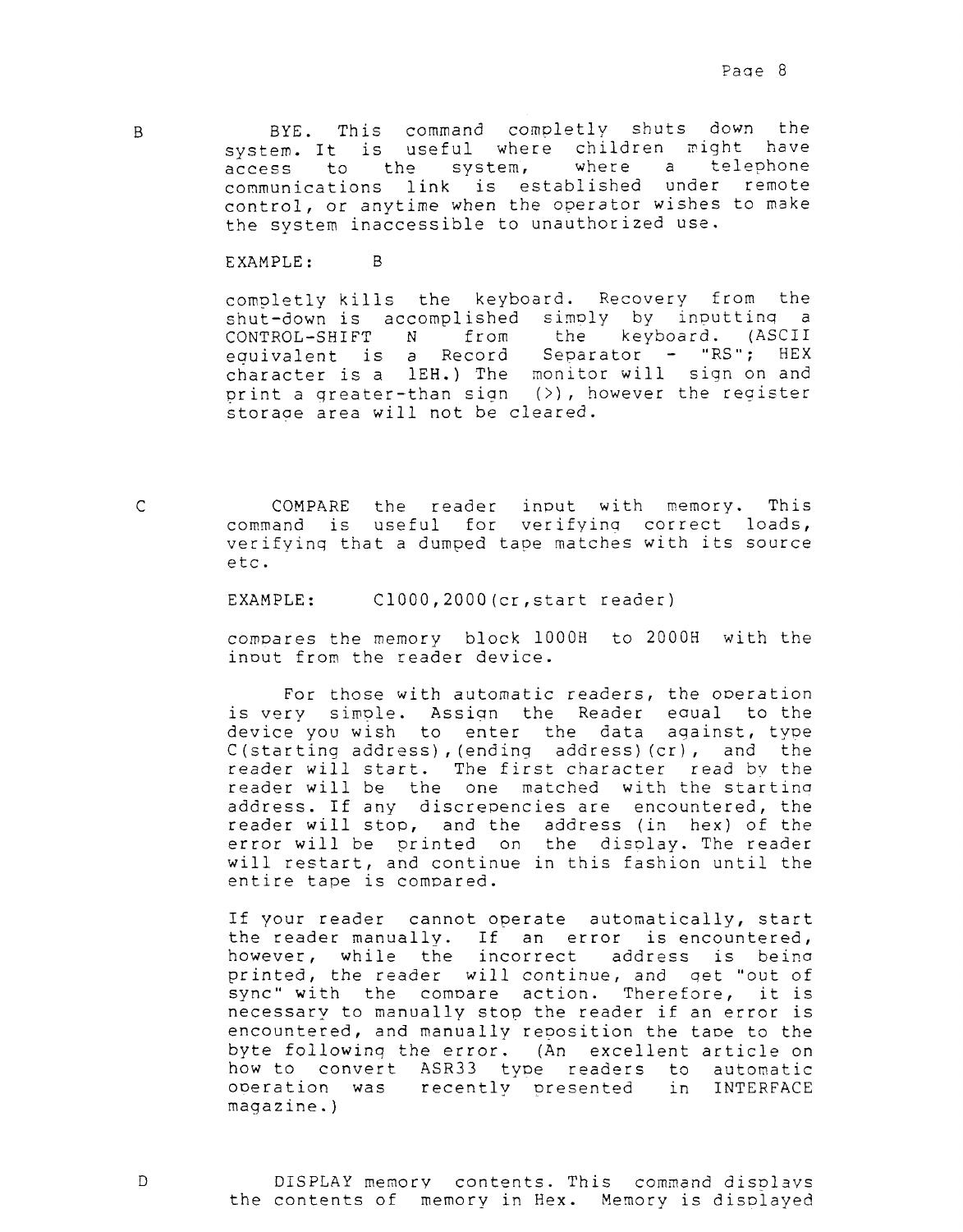B BYE. This command completly shuts down the system. It is useful where children might have access to the system, where a telephone communications link is established under remote control, or anytime when the operator wishes to make the system inaccessible to unauthorized use.

EXAMPLE: B

completly kills the keyboard. Recovery from the shut-down is accomplished simply by inputting a CONTROL-SHIFT N from the keyboard. (ASCII equivalent is a Record Separator - "RS"; HEX character is a 1EH.) The monitor will sign on and print a greater-than sign (>), however the register storage area will not be cleared.

C COMPARE the reader input with memory. This command is useful for verifying correct loads, verifying that a dumped tape matches with its source etc.

EXAMPLE: C1000,2000(cr,start reader)

compares the memory block 1000H to 2000H with the input from the reader device.

For those with automatic readers, the operation is very simple. Assign the Reader equal to the device you wish to enter the data against, type C(starting address),(ending address)(cr), and the reader will start. The first character read by the reader will be the one matched with the starting address. If any discrepencies are encountered, the reader will stop, and the address (in hex) of the error will be printed on the display. The reader will restart, and continue in this fashion until the entire tape is compared.

If your reader cannot operate automatically, start the reader manually. If an error is encountered, however, while the incorrect address is being printed, the reader will continue, and get "out of sync" with the compare action. Therefore, it is necessary to manually stop the reader if an error is encountered, and manually reposition the tape to the byte following the error. (An excellent article on how to convert ASR33 type readers to automatic operation was recently presented in INTERFACE magazine.)

D DISPLAY memory contents. This command displays the contents of memory in Hex. Memory is displayed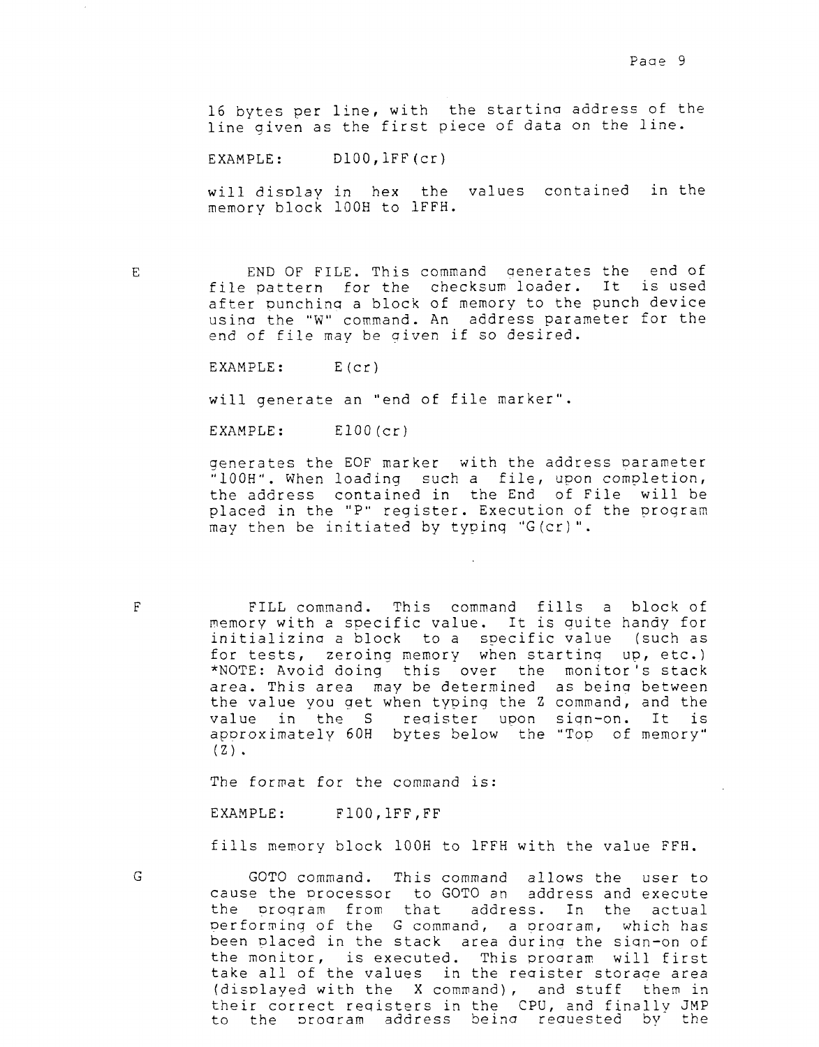16 bytes per line, with the starting address of the line given as the first piece of data on the line.

EXAMPLE: D100,1FF(cr)

will display in hex the values contained in the memory block 100H to 1FFH.

E

END OF FILE. This command generates the end of file pattern for the checksum loader. It is used after punching a block of memory to the punch device using the "W" command. An address parameter for the end of file may be given if so desired.

EXAMPLE: E(cr)

will generate an "end of file marker".

EXAMPLE: E100(cr)

generates the EOF marker with the address parameter "100H". When loading such a file, upon completion, the address contained in the End of File will be placed in the "P" register. Execution of the program may then be initiated by typing "G(cr)".

F

FILL command. This command fills a block of memory with a specific value. It is quite handy for initializing a block to a specific value (such as for tests, zeroing memory when starting up, etc.) *NOTE: Avoid doing this over the monitor's stack area. This area may be determined as being between the value you get when typing the Z command, and the value in the S register upon sign-on. It is approximately 60H bytes below the "Top of memory" (Z).

The format for the command is:

EXAMPLE: F100,1FF,FF

fills memory block 100H to 1FFH with the value FFH.

G

GOTO command. This command allows the user to cause the processor to GOTO an address and execute the program from that address. In the actual performing of the G command, a program, which has been placed in the stack area during the sign-on of the monitor, is executed. This program will first take all of the values in the register storage area (displayed with the X command), and stuff them in their correct registers in the CPU, and finally JMP to the program address being requested by the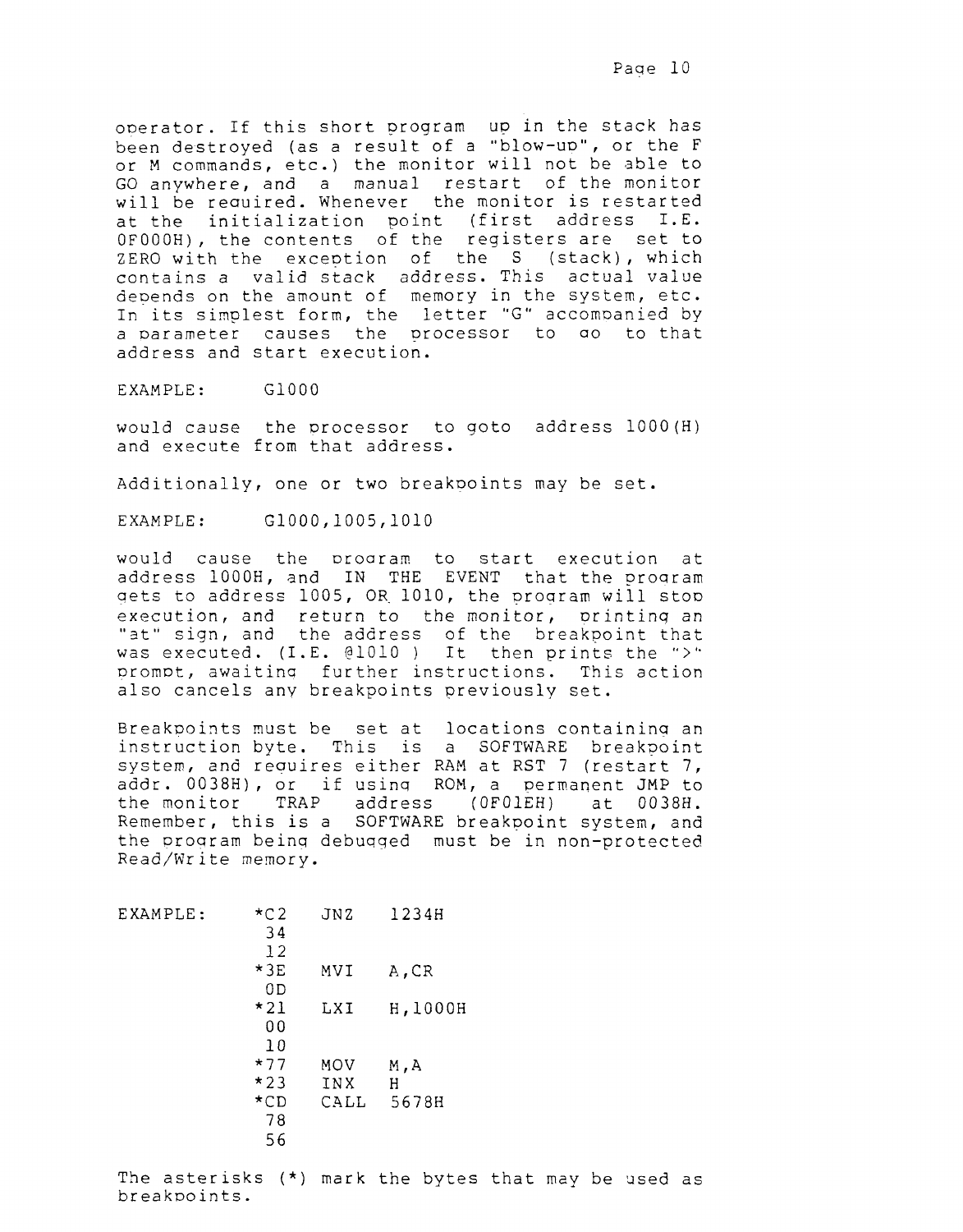operator. If this short program up in the stack has been destroyed (as a result of a "blow-up", or the F or M commands, etc.) the monitor will not be able to GO anywhere, and a manual restart of the monitor will be required. Whenever the monitor is restarted at the initialization point (first address I.E. 0F000H), the contents of the registers are set to ZERO with the exception of the S (stack), which contains a valid stack address. This actual value depends on the amount of memory in the system, etc. In its simplest form, the letter "G" accompanied by a parameter causes the processor to go to that address and start execution.

EXAMPLE: G1000

would cause the processor to goto address 1000(H) and execute from that address.

Additionally, one or two breakpoints may be set.

EXAMPLE: G1000,1005,1010

would cause the program to start execution at address 1000H, and IN THE EVENT that the program gets to address 1005, OR 1010, the program will stop execution, and return to the monitor, printing an "at" sign, and the address of the breakpoint that was executed. (I.E. @1010 ) It then prints the ">" prompt, awaiting further instructions. This action also cancels any breakpoints previously set.

Breakpoints must be set at locations containing an instruction byte. This is a SOFTWARE breakpoint system, and requires either RAM at RST 7 (restart 7, addr. 0038H), or if using ROM, a permanent JMP to the monitor TRAP address (0F01EH) at 0038H. Remember, this is a SOFTWARE breakpoint system, and the program being debugged must be in non-protected Read/Write memory.

```
EXAMPLE:     *C2   JNZ    1234H
              34
              12
             *3E   MVI    A,CR
              0D
             *21   LXI    H,1000H
              00
              10
             *77   MOV    M,A
             *23   INX    H
             *CD   CALL   5678H
              78
              56
```

The asterisks (*) mark the bytes that may be used as breakpoints.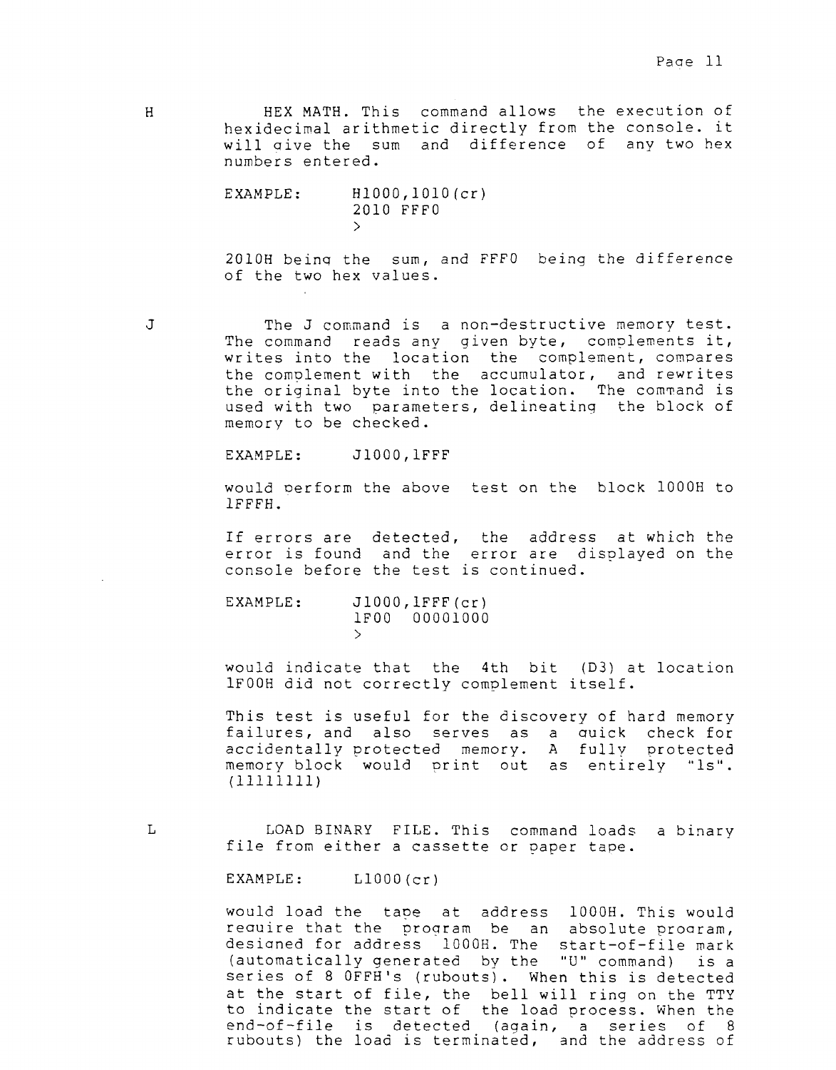**H** HEX MATH. This command allows the execution of hexidecimal arithmetic directly from the console. it will give the sum and difference of any two hex numbers entered.

```
EXAMPLE:     H1000,1010(cr)
             2010 FFF0
             >
```

2010H being the sum, and FFF0 being the difference of the two hex values.

**J** The J command is a non-destructive memory test. The command reads any given byte, complements it, writes into the location the complement, compares the complement with the accumulator, and rewrites the original byte into the location. The command is used with two parameters, delineating the block of memory to be checked.

```
EXAMPLE:     J1000,1FFF
```

would perform the above test on the block 1000H to 1FFFH.

If errors are detected, the address at which the error is found and the error are displayed on the console before the test is continued.

```
EXAMPLE:     J1000,1FFF(cr)
             1F00  00001000
             >
```

would indicate that the 4th bit (D3) at location 1F00H did not correctly complement itself.

This test is useful for the discovery of hard memory failures, and also serves as a quick check for accidentally protected memory. A fully protected memory block would print out as entirely "1s". (11111111)

**L** LOAD BINARY FILE. This command loads a binary file from either a cassette or paper tape.

```
EXAMPLE:     L1000(cr)
```

would load the tape at address 1000H. This would require that the program be an absolute program, designed for address 1000H. The start-of-file mark (automatically generated by the "U" command) is a series of 8 0FFH's (rubouts). When this is detected at the start of file, the bell will ring on the TTY to indicate the start of the load process. When the end-of-file is detected (again, a series of 8 rubouts) the load is terminated, and the address of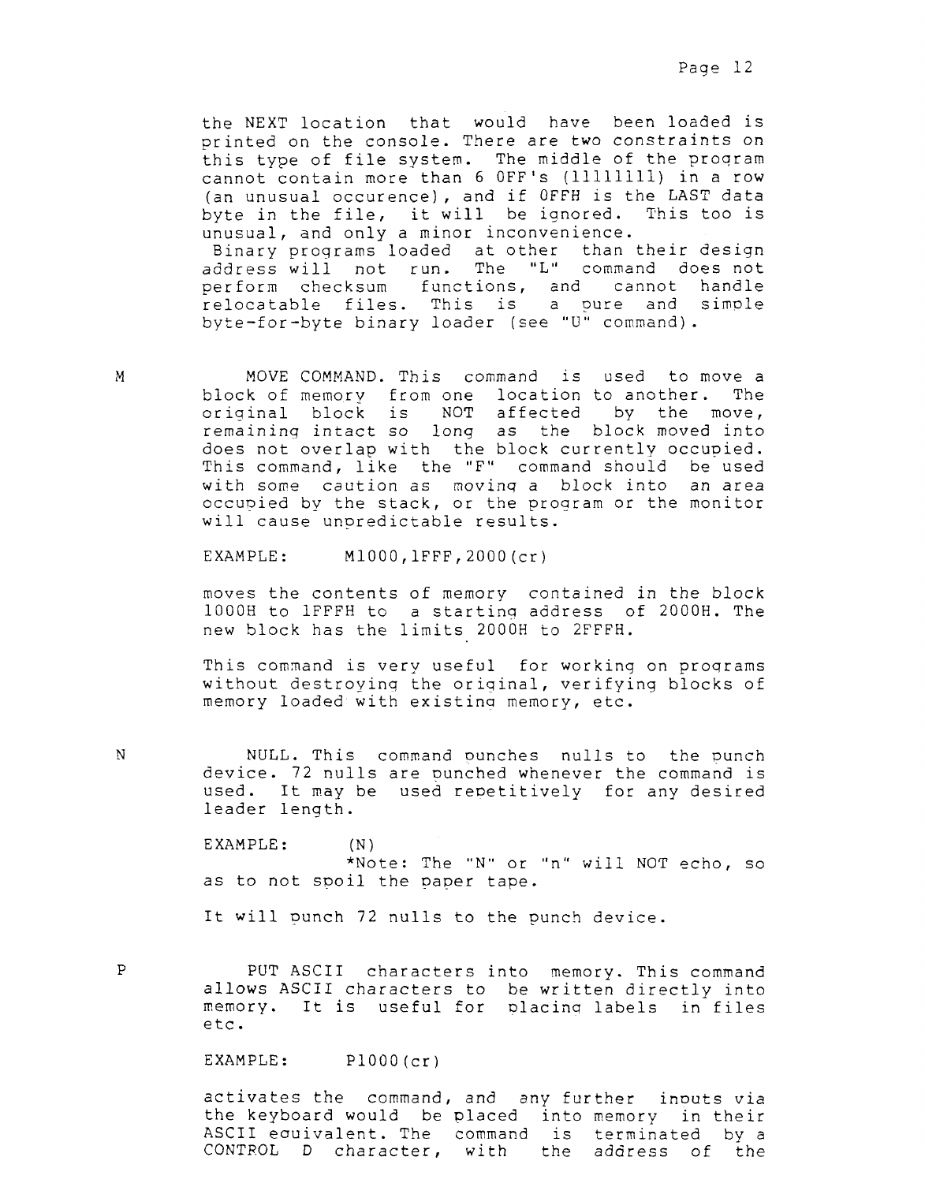the NEXT location that would have been loaded is printed on the console. There are two constraints on this type of file system. The middle of the program cannot contain more than 6 0FF's (11111111) in a row (an unusual occurence), and if 0FFH is the LAST data byte in the file, it will be ignored. This too is unusual, and only a minor inconvenience.
Binary programs loaded at other than their design address will not run. The "L" command does not perform checksum functions, and cannot handle relocatable files. This is a pure and simple byte-for-byte binary loader (see "U" command).

**M** MOVE COMMAND. This command is used to move a block of memory from one location to another. The original block is NOT affected by the move, remaining intact so long as the block moved into does not overlap with the block currently occupied. This command, like the "F" command should be used with some caution as moving a block into an area occupied by the stack, or the program or the monitor will cause unpredictable results.

EXAMPLE: M1000,1FFF,2000(cr)

moves the contents of memory contained in the block 1000H to 1FFFH to a starting address of 2000H. The new block has the limits 2000H to 2FFFH.

This command is very useful for working on programs without destroying the original, verifying blocks of memory loaded with existing memory, etc.

**N** NULL. This command punches nulls to the punch device. 72 nulls are punched whenever the command is used. It may be used repetitively for any desired leader length.

EXAMPLE: (N)
*Note: The "N" or "n" will NOT echo, so as to not spoil the paper tape.

It will punch 72 nulls to the punch device.

**P** PUT ASCII characters into memory. This command allows ASCII characters to be written directly into memory. It is useful for placing labels in files etc.

EXAMPLE: P1000(cr)

activates the command, and any further inputs via the keyboard would be placed into memory in their ASCII equivalent. The command is terminated by a CONTROL D character, with the address of the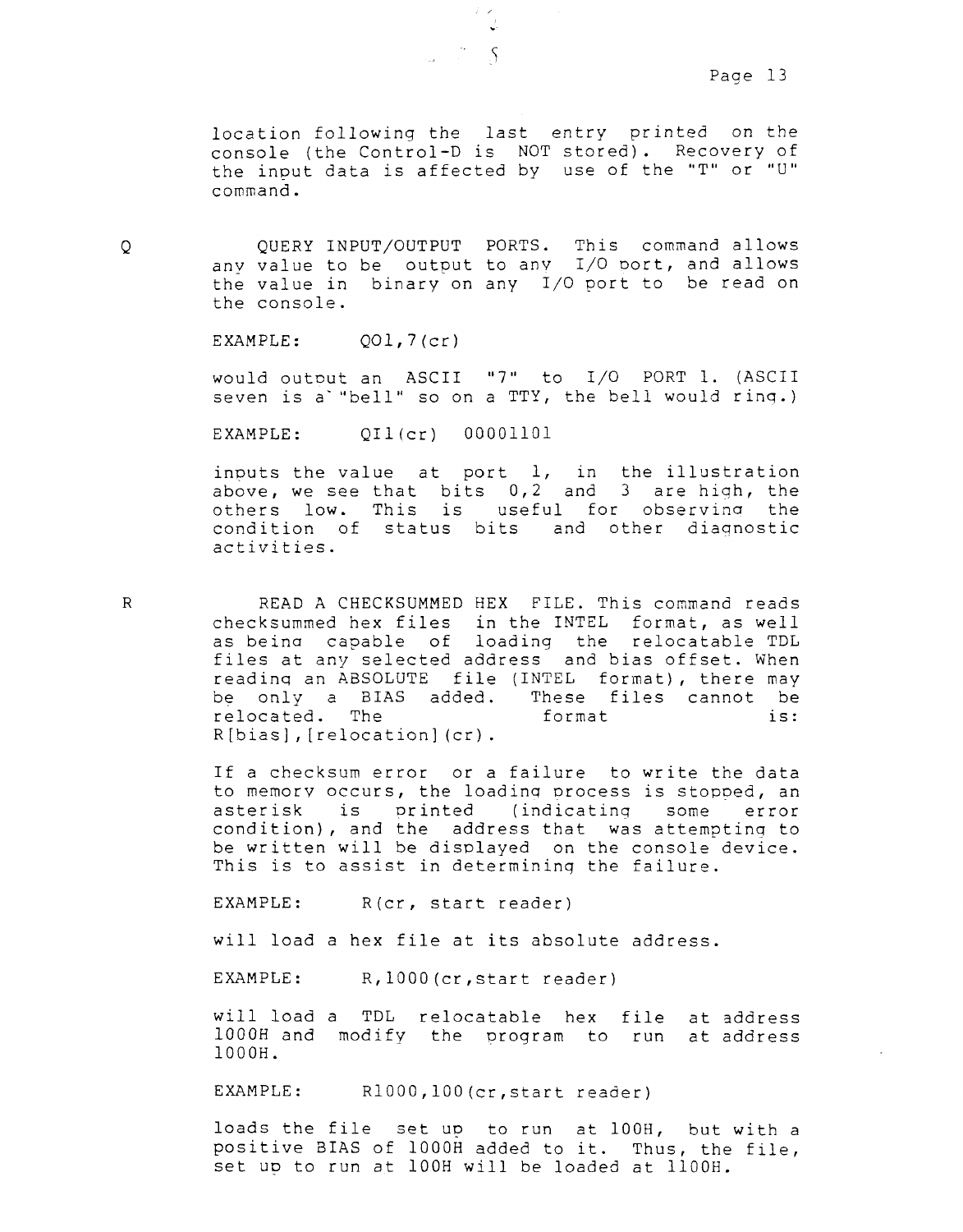location following the last entry printed on the console (the Control-D is NOT stored). Recovery of the input data is affected by use of the "T" or "U" command.

Q QUERY INPUT/OUTPUT PORTS. This command allows any value to be output to any I/O port, and allows the value in binary on any I/O port to be read on the console.

EXAMPLE: QO1,7(cr)

would output an ASCII "7" to I/O PORT 1. (ASCII seven is a "bell" so on a TTY, the bell would ring.)

EXAMPLE: QI1(cr) 00001101

inputs the value at port 1, in the illustration above, we see that bits 0,2 and 3 are high, the others low. This is useful for observing the condition of status bits and other diagnostic activities.

R READ A CHECKSUMMED HEX FILE. This command reads checksummed hex files in the INTEL format, as well as being capable of loading the relocatable TDL files at any selected address and bias offset. When reading an ABSOLUTE file (INTEL format), there may be only a BIAS added. These files cannot be relocated. The format is: R[bias],[relocation](cr).

If a checksum error or a failure to write the data to memory occurs, the loading process is stopped, an asterisk is printed (indicating some error condition), and the address that was attempting to be written will be displayed on the console device. This is to assist in determining the failure.

EXAMPLE: R(cr, start reader)

will load a hex file at its absolute address.

EXAMPLE: R,1000(cr,start reader)

will load a TDL relocatable hex file at address 1000H and modify the program to run at address 1000H.

EXAMPLE: R1000,100(cr,start reader)

loads the file set up to run at 100H, but with a positive BIAS of 1000H added to it. Thus, the file, set up to run at 100H will be loaded at 1100H.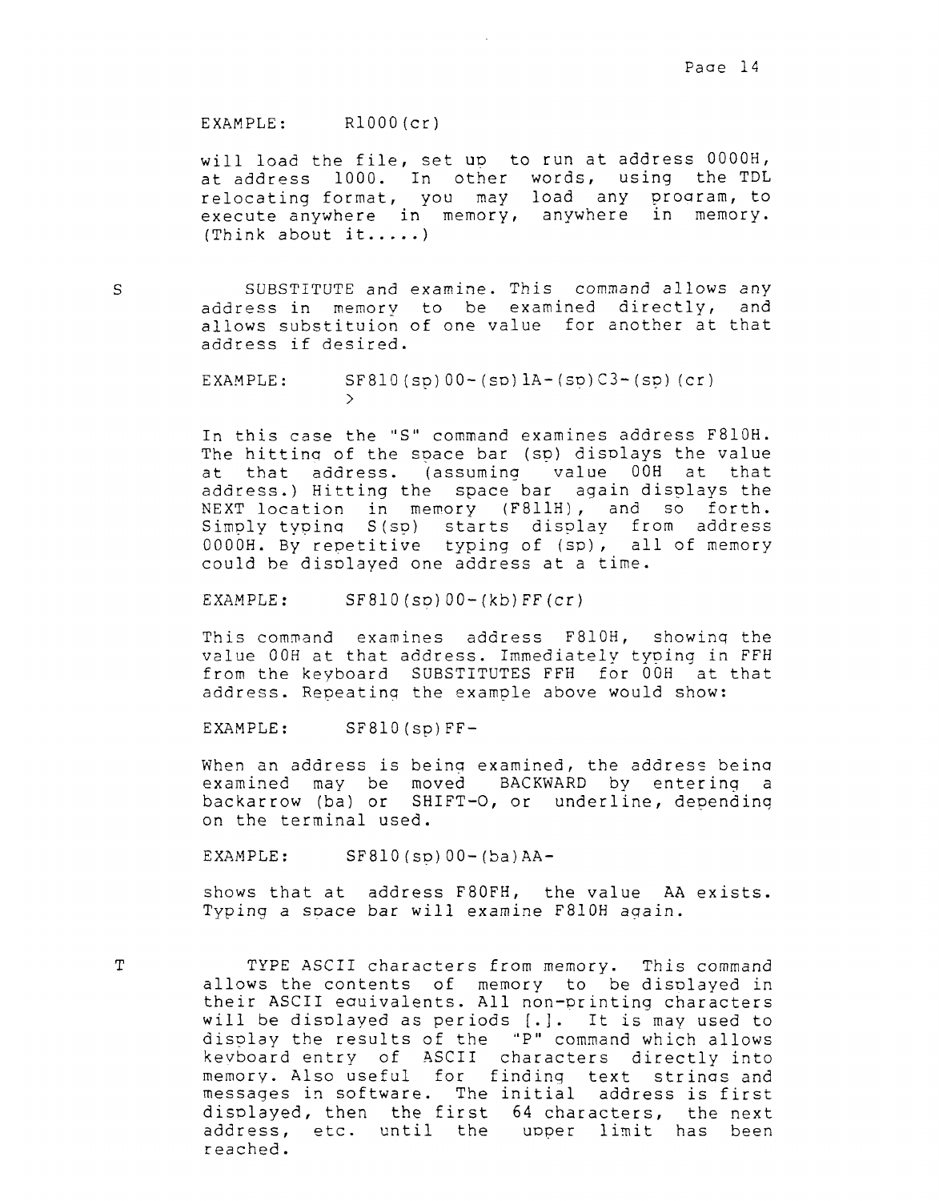EXAMPLE: R1000(cr)

will load the file, set up to run at address 0000H, at address 1000. In other words, using the TDL relocating format, you may load any program, to execute anywhere in memory, anywhere in memory. (Think about it.....)

S SUBSTITUTE and examine. This command allows any address in memory to be examined directly, and allows substituion of one value for another at that address if desired.

EXAMPLE: SF810(sp)00-(sp)1A-(sp)C3-(sp)(cr)
>

In this case the "S" command examines address F810H. The hitting of the space bar (sp) displays the value at that address. (assuming value 00H at that address.) Hitting the space bar again displays the NEXT location in memory (F811H), and so forth. Simply typing S(sp) starts display from address 0000H. By repetitive typing of (sp), all of memory could be displayed one address at a time.

EXAMPLE: SF810(sp)00-(kb)FF(cr)

This command examines address F810H, showing the value 00H at that address. Immediately typing in FFH from the keyboard SUBSTITUTES FFH for 00H at that address. Repeating the example above would show:

EXAMPLE: SF810(sp)FF-

When an address is being examined, the address being examined may be moved BACKWARD by entering a backarrow (ba) or SHIFT-O, or underline, depending on the terminal used.

EXAMPLE: SF810(sp)00-(ba)AA-

shows that at address F80FH, the value AA exists. Typing a space bar will examine F810H again.

T TYPE ASCII characters from memory. This command allows the contents of memory to be displayed in their ASCII equivalents. All non-printing characters will be displayed as periods [.]. It is may used to display the results of the "P" command which allows keyboard entry of ASCII characters directly into memory. Also useful for finding text strings and messages in software. The initial address is first displayed, then the first 64 characters, the next address, etc. until the upper limit has been reached.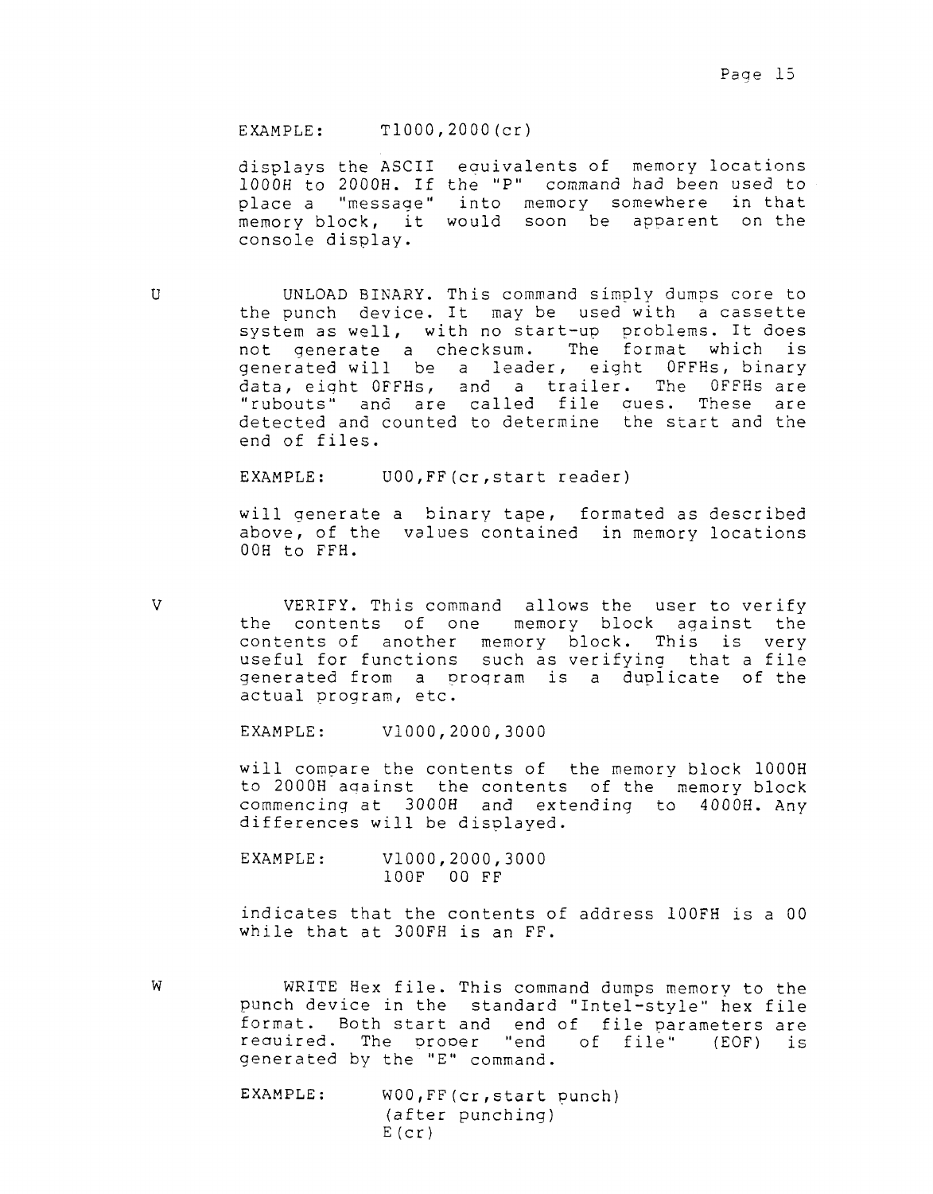EXAMPLE: T1000,2000(cr)

displays the ASCII equivalents of memory locations 1000H to 2000H. If the "P" command had been used to place a "message" into memory somewhere in that memory block, it would soon be apparent on the console display.

**U** UNLOAD BINARY. This command simply dumps core to the punch device. It may be used with a cassette system as well, with no start-up problems. It does not generate a checksum. The format which is generated will be a leader, eight 0FFHs, binary data, eight 0FFHs, and a trailer. The 0FFHs are "rubouts" and are called file cues. These are detected and counted to determine the start and the end of files.

EXAMPLE: U00,FF(cr,start reader)

will generate a binary tape, formated as described above, of the values contained in memory locations 00H to FFH.

**V** VERIFY. This command allows the user to verify the contents of one memory block against the contents of another memory block. This is very useful for functions such as verifying that a file generated from a program is a duplicate of the actual program, etc.

EXAMPLE: V1000,2000,3000

will compare the contents of the memory block 1000H to 2000H against the contents of the memory block commencing at 3000H and extending to 4000H. Any differences will be displayed.

```
EXAMPLE:    V1000,2000,3000
            100F  00 FF
```

indicates that the contents of address 100FH is a 00 while that at 300FH is an FF.

**W** WRITE Hex file. This command dumps memory to the punch device in the standard "Intel-style" hex file format. Both start and end of file parameters are required. The proper "end of file" (EOF) is generated by the "E" command.

```
EXAMPLE:    W00,FF(cr,start punch)
            (after punching)
            E(cr)
```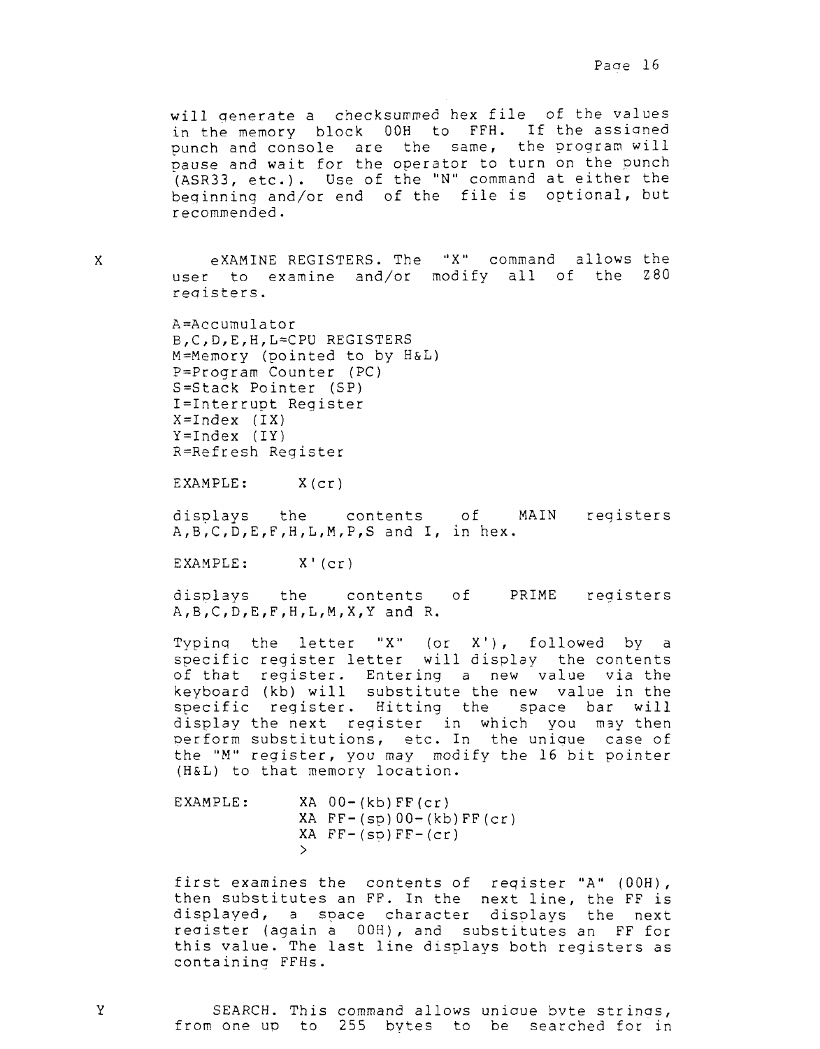will generate a checksummed hex file of the values in the memory block 00H to FFH. If the assigned punch and console are the same, the program will pause and wait for the operator to turn on the punch (ASR33, etc.). Use of the "N" command at either the beginning and/or end of the file is optional, but recommended.

X

eXAMINE REGISTERS. The "X" command allows the user to examine and/or modify all of the Z80 registers.

A=Accumulator
B,C,D,E,H,L=CPU REGISTERS
M=Memory (pointed to by H&L)
P=Program Counter (PC)
S=Stack Pointer (SP)
I=Interrupt Register
X=Index (IX)
Y=Index (IY)
R=Refresh Register

EXAMPLE: X(cr)

displays the contents of MAIN registers A,B,C,D,E,F,H,L,M,P,S and I, in hex.

EXAMPLE: X'(cr)

displays the contents of PRIME registers A,B,C,D,E,F,H,L,M,X,Y and R.

Typing the letter "X" (or X'), followed by a specific register letter will display the contents of that register. Entering a new value via the keyboard (kb) will substitute the new value in the specific register. Hitting the space bar will display the next register in which you may then perform substitutions, etc. In the unique case of the "M" register, you may modify the 16 bit pointer (H&L) to that memory location.

EXAMPLE:

```
XA 00-(kb)FF(cr)
XA FF-(sp)00-(kb)FF(cr)
XA FF-(sp)FF-(cr)
>
```

first examines the contents of register "A" (00H), then substitutes an FF. In the next line, the FF is displayed, a space character displays the next register (again a 00H), and substitutes an FF for this value. The last line displays both registers as containing FFHs.

Y

SEARCH. This command allows unique byte strings, from one up to 255 bytes to be searched for in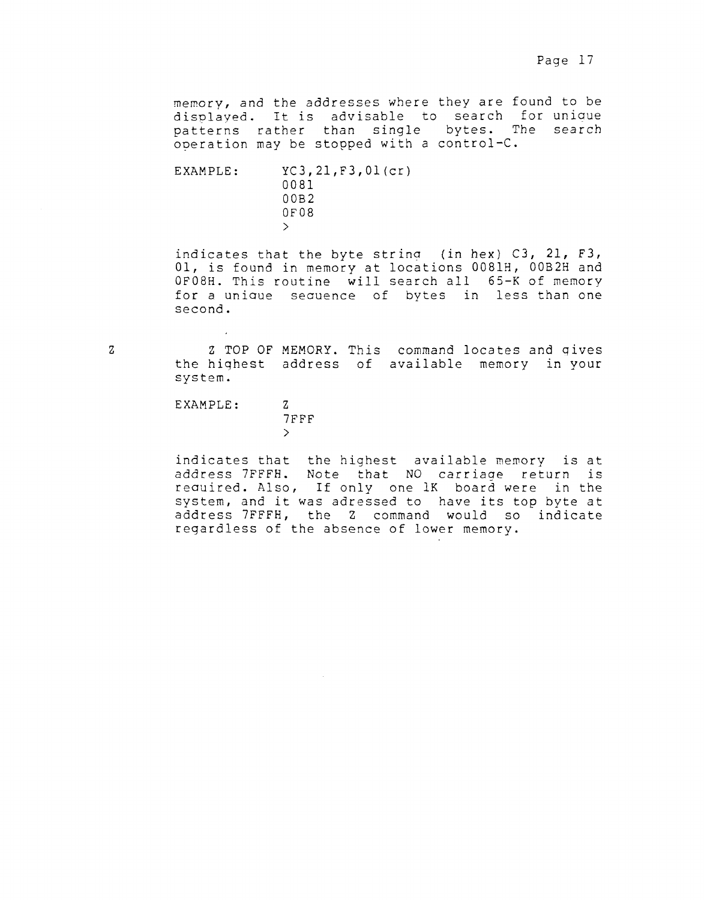memory, and the addresses where they are found to be displayed. It is advisable to search for unique patterns rather than single bytes. The search operation may be stopped with a control-C.

EXAMPLE:

```
YC3,21,F3,01(cr)
0081
00B2
0F08
>
```

indicates that the byte string (in hex) C3, 21, F3, 01, is found in memory at locations 0081H, 00B2H and 0F08H. This routine will search all 65-K of memory for a unique sequence of bytes in less than one second.

Z

Z TOP OF MEMORY. This command locates and gives the highest address of available memory in your system.

EXAMPLE:

```
Z
7FFF
>
```

indicates that the highest available memory is at address 7FFFH. Note that NO carriage return is required. Also, If only one 1K board were in the system, and it was adressed to have its top byte at address 7FFFH, the Z command would so indicate regardless of the absence of lower memory.